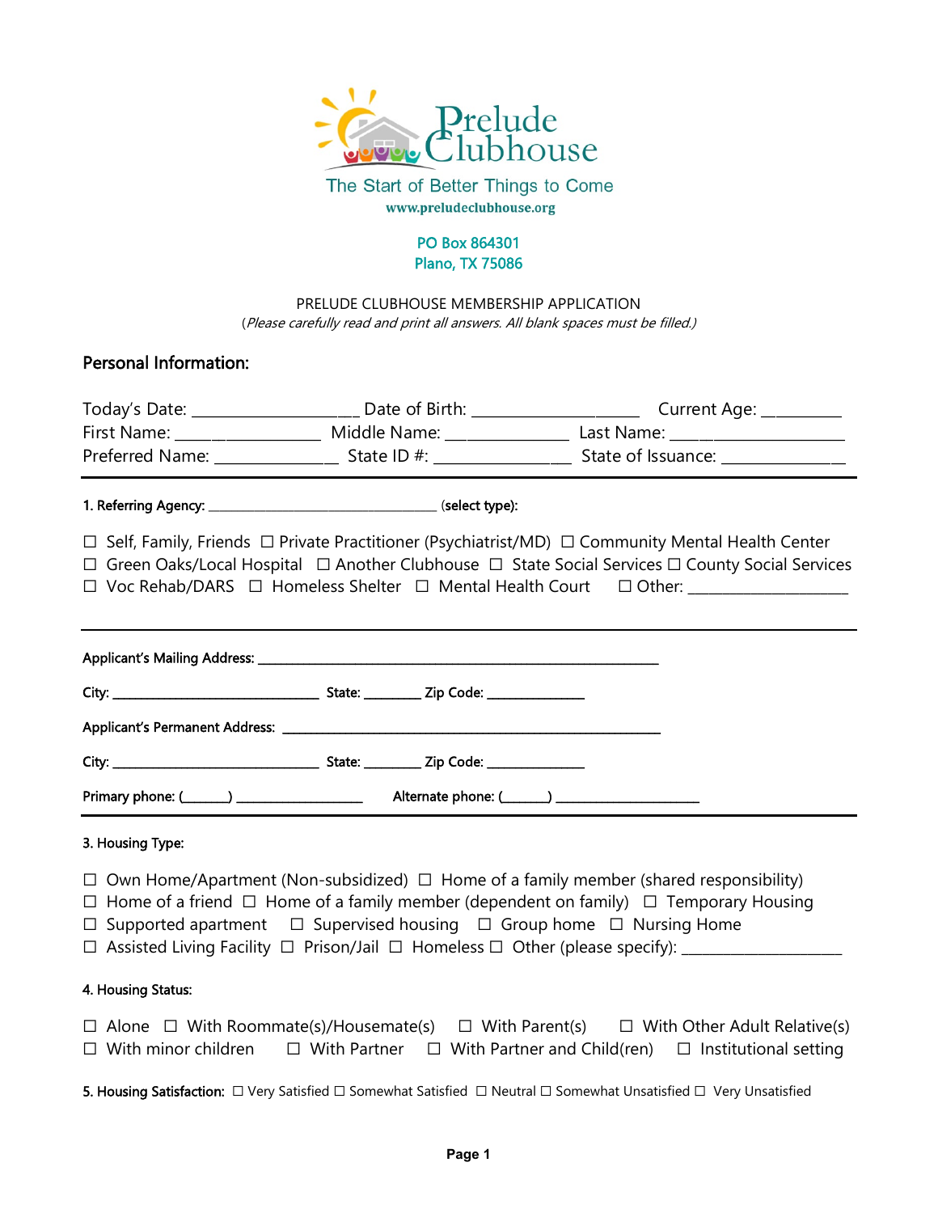Prelude Clubhouse

The Start of Better Things to Come

www.preludeclubhouse.org

PO Box 864301
Plano, TX 75086

PRELUDE CLUBHOUSE MEMBERSHIP APPLICATION

(*Please carefully read and print all answers. All blank spaces must be filled.*)

## Personal Information:

Today's Date: ___________________ Date of Birth: ___________________ Current Age: _________

First Name: ________________ Middle Name: ______________ Last Name: ____________________

Preferred Name: ______________ State ID #: ________________ State of Issuance: ______________

---

**1. Referring Agency:** ________________________________ **(select type):**

☐ Self, Family, Friends ☐ Private Practitioner (Psychiatrist/MD) ☐ Community Mental Health Center
☐ Green Oaks/Local Hospital ☐ Another Clubhouse ☐ State Social Services ☐ County Social Services
☐ Voc Rehab/DARS ☐ Homeless Shelter ☐ Mental Health Court ☐ Other: ____________________

---

**Applicant's Mailing Address:** ________________________________________________________

**City:** _____________________________ **State:** ________ **Zip Code:** ______________

**Applicant's Permanent Address:** _____________________________________________________

**City:** _____________________________ **State:** ________ **Zip Code:** ______________

**Primary phone:** (______) __________________ **Alternate phone:** (______) ____________________

---

**3. Housing Type:**

☐ Own Home/Apartment (Non-subsidized) ☐ Home of a family member (shared responsibility)
☐ Home of a friend ☐ Home of a family member (dependent on family) ☐ Temporary Housing
☐ Supported apartment ☐ Supervised housing ☐ Group home ☐ Nursing Home
☐ Assisted Living Facility ☐ Prison/Jail ☐ Homeless ☐ Other (please specify): ____________________

**4. Housing Status:**

☐ Alone ☐ With Roommate(s)/Housemate(s) ☐ With Parent(s) ☐ With Other Adult Relative(s)
☐ With minor children ☐ With Partner ☐ With Partner and Child(ren) ☐ Institutional setting

**5. Housing Satisfaction:** ☐ Very Satisfied ☐ Somewhat Satisfied ☐ Neutral ☐ Somewhat Unsatisfied ☐ Very Unsatisfied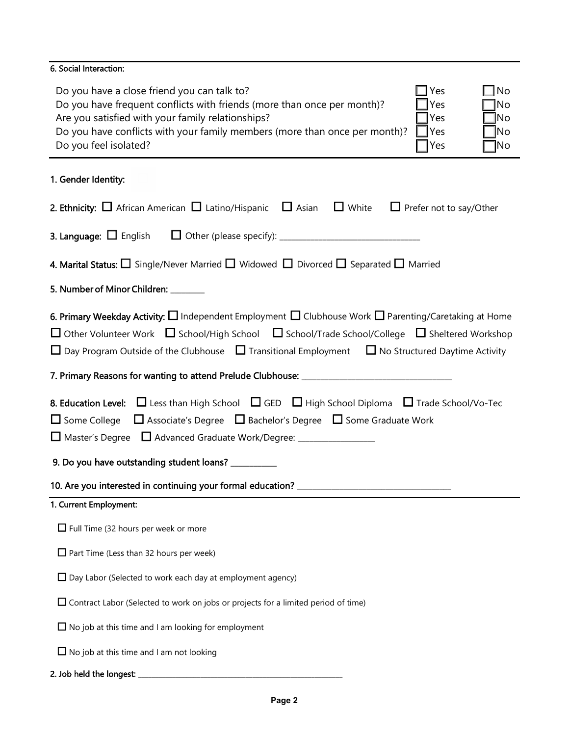6. Social Interaction:

| | | |
|---|---|---|
| Do you have a close friend you can talk to? | ☐ Yes | ☐ No |
| Do you have frequent conflicts with friends (more than once per month)? | ☐ Yes | ☐ No |
| Are you satisfied with your family relationships? | ☐ Yes | ☐ No |
| Do you have conflicts with your family members (more than once per month)? | ☐ Yes | ☐ No |
| Do you feel isolated? | ☐ Yes | ☐ No |

**1. Gender Identity:**

**2. Ethnicity:** ☐ African American ☐ Latino/Hispanic ☐ Asian ☐ White ☐ Prefer not to say/Other

**3. Language:** ☐ English ☐ Other (please specify): ___________________________________

**4. Marital Status:** ☐ Single/Never Married ☐ Widowed ☐ Divorced ☐ Separated ☐ Married

**5. Number of Minor Children:** _________

**6. Primary Weekday Activity:** ☐ Independent Employment ☐ Clubhouse Work ☐ Parenting/Caretaking at Home ☐ Other Volunteer Work ☐ School/High School ☐ School/Trade School/College ☐ Sheltered Workshop ☐ Day Program Outside of the Clubhouse ☐ Transitional Employment ☐ No Structured Daytime Activity

**7. Primary Reasons for wanting to attend Prelude Clubhouse:** _____________________________________

**8. Education Level:** ☐ Less than High School ☐ GED ☐ High School Diploma ☐ Trade School/Vo-Tec ☐ Some College ☐ Associate's Degree ☐ Bachelor's Degree ☐ Some Graduate Work ☐ Master's Degree ☐ Advanced Graduate Work/Degree: ___________________

**9. Do you have outstanding student loans?** ____________

**10. Are you interested in continuing your formal education?** ______________________________________

1. Current Employment:

☐ Full Time (32 hours per week or more

☐ Part Time (Less than 32 hours per week)

☐ Day Labor (Selected to work each day at employment agency)

☐ Contract Labor (Selected to work on jobs or projects for a limited period of time)

☐ No job at this time and I am looking for employment

☐ No job at this time and I am not looking

2. Job held the longest: _______________________________________________________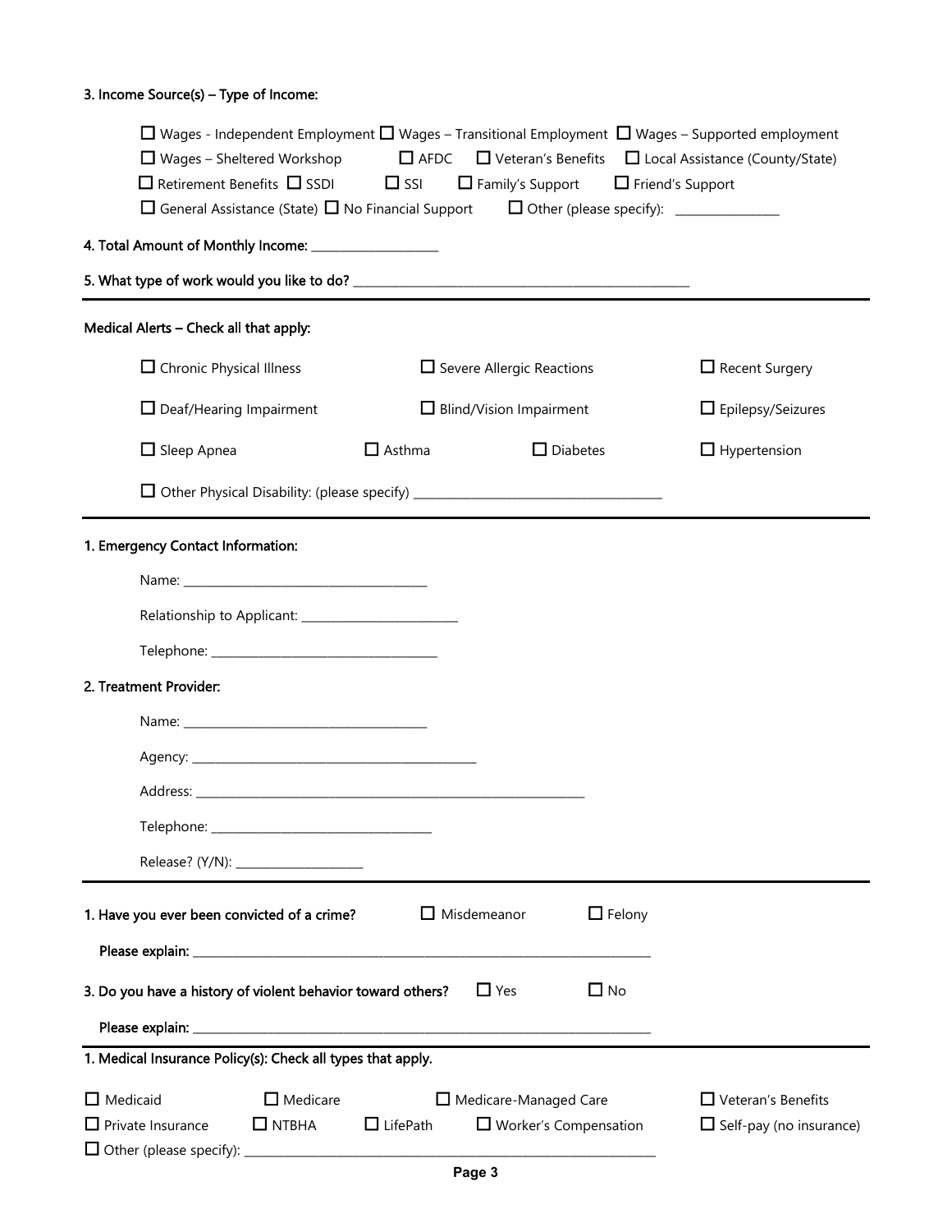**3. Income Source(s) – Type of Income:**

☐ Wages - Independent Employment ☐ Wages – Transitional Employment ☐ Wages – Supported employment
☐ Wages – Sheltered Workshop ☐ AFDC ☐ Veteran's Benefits ☐ Local Assistance (County/State)
☐ Retirement Benefits ☐ SSDI ☐ SSI ☐ Family's Support ☐ Friend's Support
☐ General Assistance (State) ☐ No Financial Support ☐ Other (please specify): ________________

**4. Total Amount of Monthly Income:** ____________________

**5. What type of work would you like to do?** ______________________________________________________

---

**Medical Alerts – Check all that apply:**

☐ Chronic Physical Illness ☐ Severe Allergic Reactions ☐ Recent Surgery

☐ Deaf/Hearing Impairment ☐ Blind/Vision Impairment ☐ Epilepsy/Seizures

☐ Sleep Apnea ☐ Asthma ☐ Diabetes ☐ Hypertension

☐ Other Physical Disability: (please specify) ________________________________________

---

**1. Emergency Contact Information:**

Name: ______________________________________

Relationship to Applicant: ________________________

Telephone: ___________________________________

**2. Treatment Provider:**

Name: ______________________________________

Agency: ____________________________________________

Address: ____________________________________________________________

Telephone: __________________________________

Release? (Y/N): ____________________

---

**1. Have you ever been convicted of a crime?** ☐ Misdemeanor ☐ Felony

**Please explain:** ______________________________________________________________________________

**3. Do you have a history of violent behavior toward others?** ☐ Yes ☐ No

**Please explain:** ______________________________________________________________________________

---

**1. Medical Insurance Policy(s): Check all types that apply.**

☐ Medicaid ☐ Medicare ☐ Medicare-Managed Care ☐ Veteran's Benefits
☐ Private Insurance ☐ NTBHA ☐ LifePath ☐ Worker's Compensation ☐ Self-pay (no insurance)
☐ Other (please specify): ____________________________________________________________________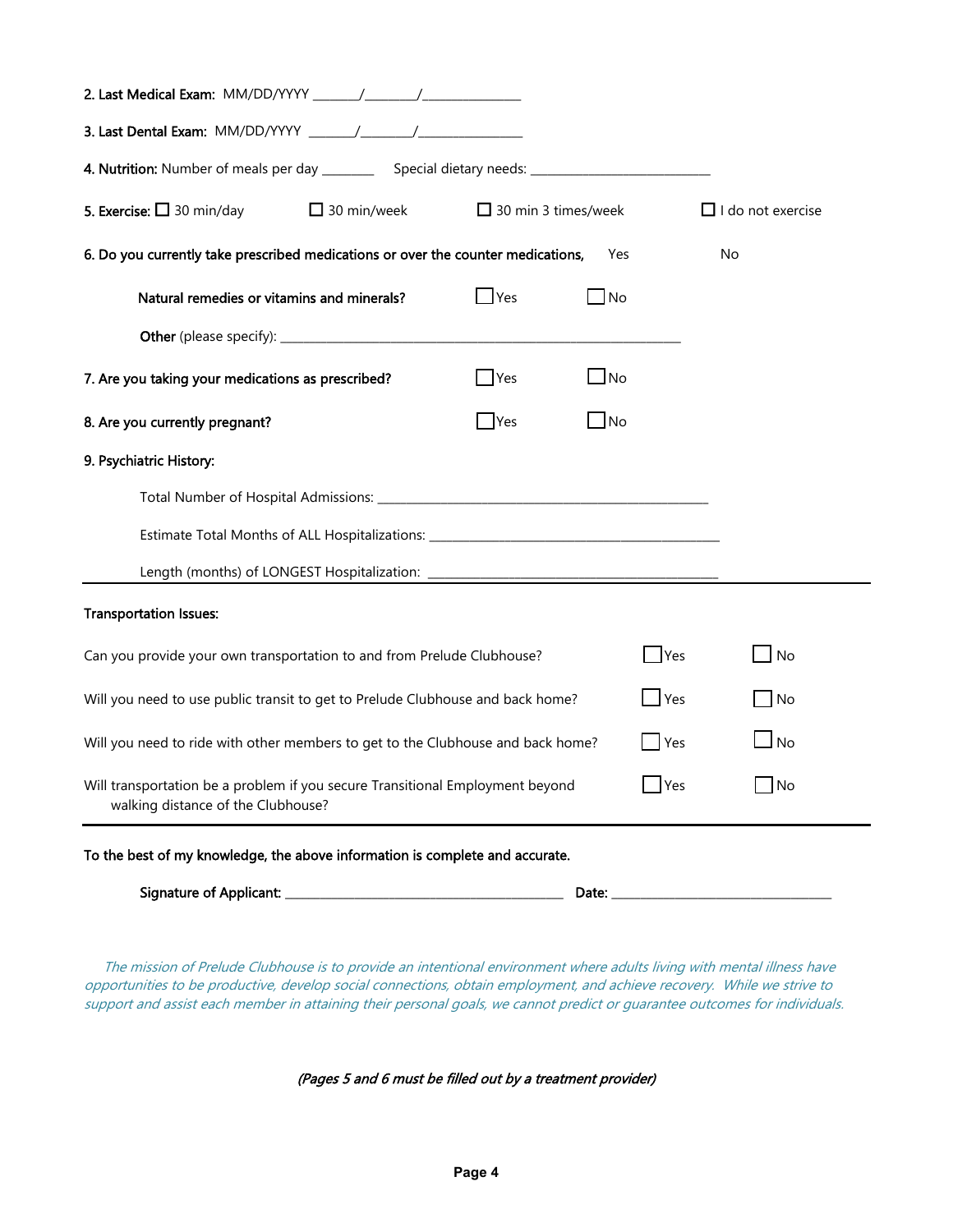**2. Last Medical Exam:** MM/DD/YYYY _______/________/_______________

**3. Last Dental Exam:** MM/DD/YYYY _______/________/________________

**4. Nutrition:** Number of meals per day ________ Special dietary needs: ___________________________

**5. Exercise:** ☐ 30 min/day ☐ 30 min/week ☐ 30 min 3 times/week ☐ I do not exercise

**6. Do you currently take prescribed medications or over the counter medications,** Yes No

**Natural remedies or vitamins and minerals?** ☐ Yes ☐ No

**Other** (please specify): _______________________________________________________________

**7. Are you taking your medications as prescribed?** ☐ Yes ☐ No

**8. Are you currently pregnant?** ☐ Yes ☐ No

**9. Psychiatric History:**

Total Number of Hospital Admissions: ____________________________________________________

Estimate Total Months of ALL Hospitalizations: _____________________________________________

Length (months) of LONGEST Hospitalization: _____________________________________________

---

**Transportation Issues:**

Can you provide your own transportation to and from Prelude Clubhouse? ☐ Yes ☐ No

Will you need to use public transit to get to Prelude Clubhouse and back home? ☐ Yes ☐ No

Will you need to ride with other members to get to the Clubhouse and back home? ☐ Yes ☐ No

Will transportation be a problem if you secure Transitional Employment beyond walking distance of the Clubhouse? ☐ Yes ☐ No

---

**To the best of my knowledge, the above information is complete and accurate.**

**Signature of Applicant:** ___________________________________________ **Date:** __________________________________

*The mission of Prelude Clubhouse is to provide an intentional environment where adults living with mental illness have opportunities to be productive, develop social connections, obtain employment, and achieve recovery. While we strive to support and assist each member in attaining their personal goals, we cannot predict or guarantee outcomes for individuals.*

***(Pages 5 and 6 must be filled out by a treatment provider)***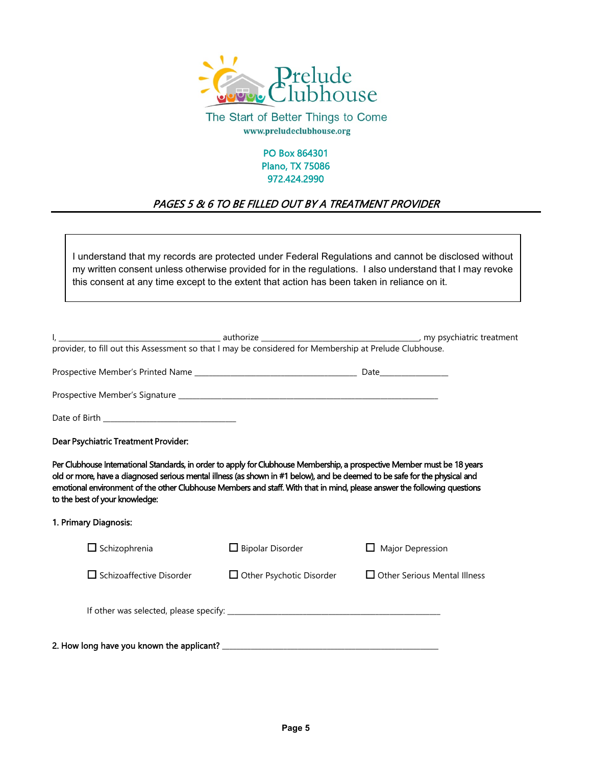Prelude Clubhouse

The Start of Better Things to Come

www.preludeclubhouse.org

PO Box 864301
Plano, TX 75086
972.424.2990

***PAGES 5 & 6 TO BE FILLED OUT BY A TREATMENT PROVIDER***

---

> I understand that my records are protected under Federal Regulations and cannot be disclosed without my written consent unless otherwise provided for in the regulations. I also understand that I may revoke this consent at any time except to the extent that action has been taken in reliance on it.

I, ________________________________________ authorize ______________________________________, my psychiatric treatment provider, to fill out this Assessment so that I may be considered for Membership at Prelude Clubhouse.

Prospective Member's Printed Name ________________________________________ Date________________

Prospective Member's Signature ________________________________________________________________

Date of Birth _________________________________

**Dear Psychiatric Treatment Provider:**

**Per Clubhouse International Standards, in order to apply for Clubhouse Membership, a prospective Member must be 18 years old or more, have a diagnosed serious mental illness (as shown in #1 below), and be deemed to be safe for the physical and emotional environment of the other Clubhouse Members and staff. With that in mind, please answer the following questions to the best of your knowledge:**

**1. Primary Diagnosis:**

- ☐ Schizophrenia
- ☐ Bipolar Disorder
- ☐ Major Depression
- ☐ Schizoaffective Disorder
- ☐ Other Psychotic Disorder
- ☐ Other Serious Mental Illness

If other was selected, please specify: ____________________________________________________

**2. How long have you known the applicant?** ____________________________________________________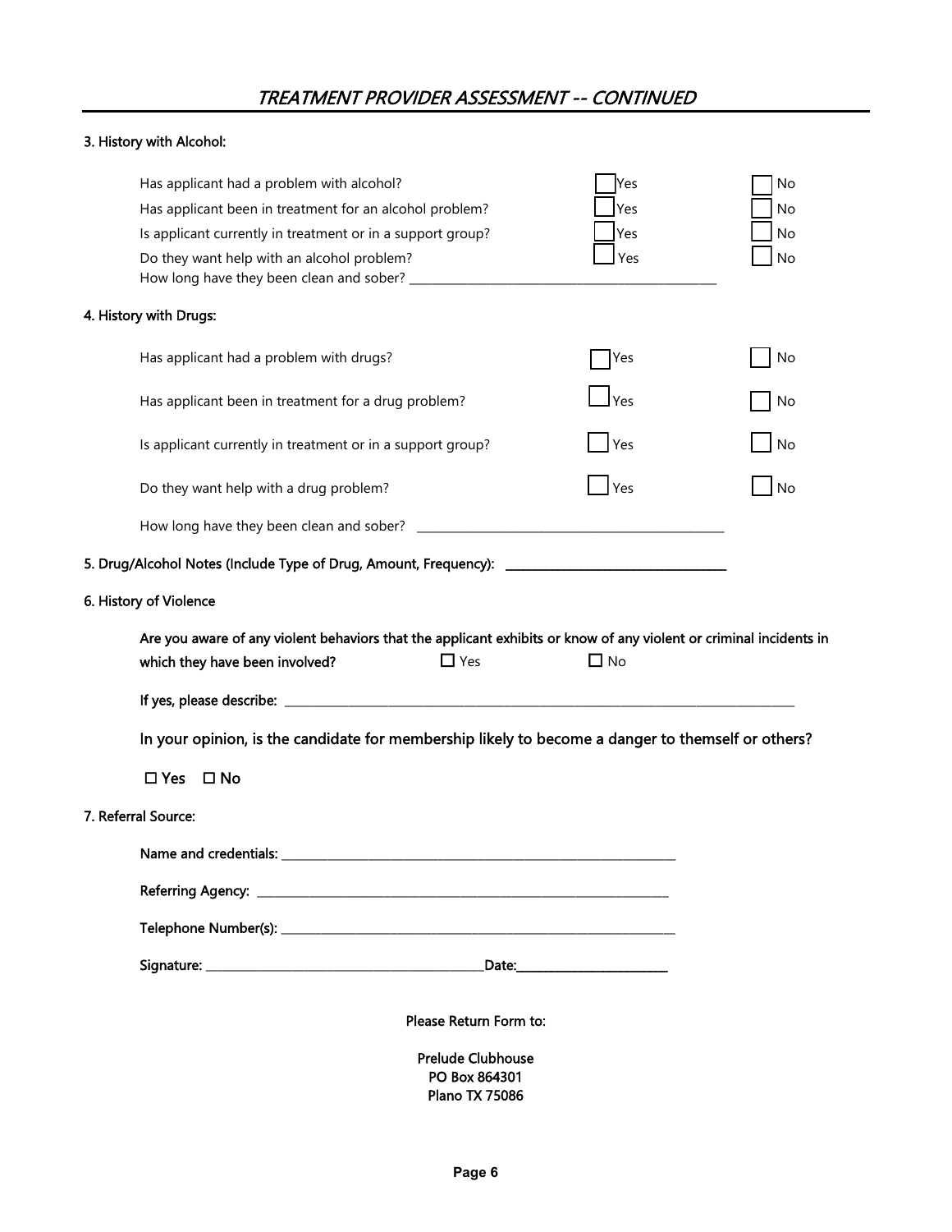## TREATMENT PROVIDER ASSESSMENT -- CONTINUED

3. History with Alcohol:

| | | |
|---|---|---|
| Has applicant had a problem with alcohol? | ☐ Yes | ☐ No |
| Has applicant been in treatment for an alcohol problem? | ☐ Yes | ☐ No |
| Is applicant currently in treatment or in a support group? | ☐ Yes | ☐ No |
| Do they want help with an alcohol problem? | ☐ Yes | ☐ No |

How long have they been clean and sober? ________________________________________

4. History with Drugs:

| | | |
|---|---|---|
| Has applicant had a problem with drugs? | ☐ Yes | ☐ No |
| Has applicant been in treatment for a drug problem? | ☐ Yes | ☐ No |
| Is applicant currently in treatment or in a support group? | ☐ Yes | ☐ No |
| Do they want help with a drug problem? | ☐ Yes | ☐ No |

How long have they been clean and sober? ________________________________________

5. Drug/Alcohol Notes (Include Type of Drug, Amount, Frequency): ____________________________

6. History of Violence

**Are you aware of any violent behaviors that the applicant exhibits or know of any violent or criminal incidents in which they have been involved?** ☐ Yes ☐ No

**If yes, please describe:** ________________________________________________________________

In your opinion, is the candidate for membership likely to become a danger to themself or others?

☐ Yes ☐ No

7. Referral Source:

**Name and credentials:** ______________________________________________________

**Referring Agency:** ______________________________________________________

**Telephone Number(s):** ______________________________________________________

**Signature:** ______________________________________ **Date:** ____________________

Please Return Form to:

Prelude Clubhouse
PO Box 864301
Plano TX 75086